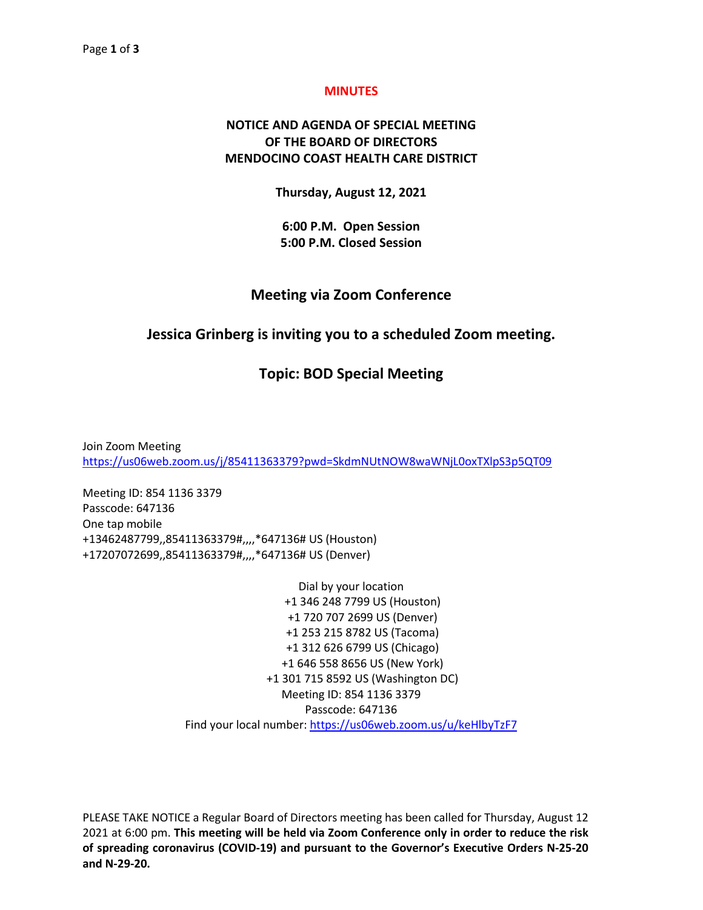# MINUTES

## NOTICE AND AGENDA OF SPECIAL MEETING OF THE BOARD OF DIRECTORS MENDOCINO COAST HEALTH CARE DISTRICT

**Thursday, August 12, 2021**

**6:00 P.M. Open Session**
**5:00 P.M. Closed Session**

## Meeting via Zoom Conference

## Jessica Grinberg is inviting you to a scheduled Zoom meeting.

## Topic: BOD Special Meeting

Join Zoom Meeting
https://us06web.zoom.us/j/85411363379?pwd=SkdmNUtNOW8waWNjL0oxTXlpS3p5QT09

Meeting ID: 854 1136 3379
Passcode: 647136
One tap mobile
+13462487799,,85411363379#,,,,*647136# US (Houston)
+17207072699,,85411363379#,,,,*647136# US (Denver)

Dial by your location
+1 346 248 7799 US (Houston)
+1 720 707 2699 US (Denver)
+1 253 215 8782 US (Tacoma)
+1 312 626 6799 US (Chicago)
+1 646 558 8656 US (New York)
+1 301 715 8592 US (Washington DC)
Meeting ID: 854 1136 3379
Passcode: 647136
Find your local number: https://us06web.zoom.us/u/keHlbyTzF7

PLEASE TAKE NOTICE a Regular Board of Directors meeting has been called for Thursday, August 12 2021 at 6:00 pm. **This meeting will be held via Zoom Conference only in order to reduce the risk of spreading coronavirus (COVID-19) and pursuant to the Governor's Executive Orders N-25-20 and N-29-20.**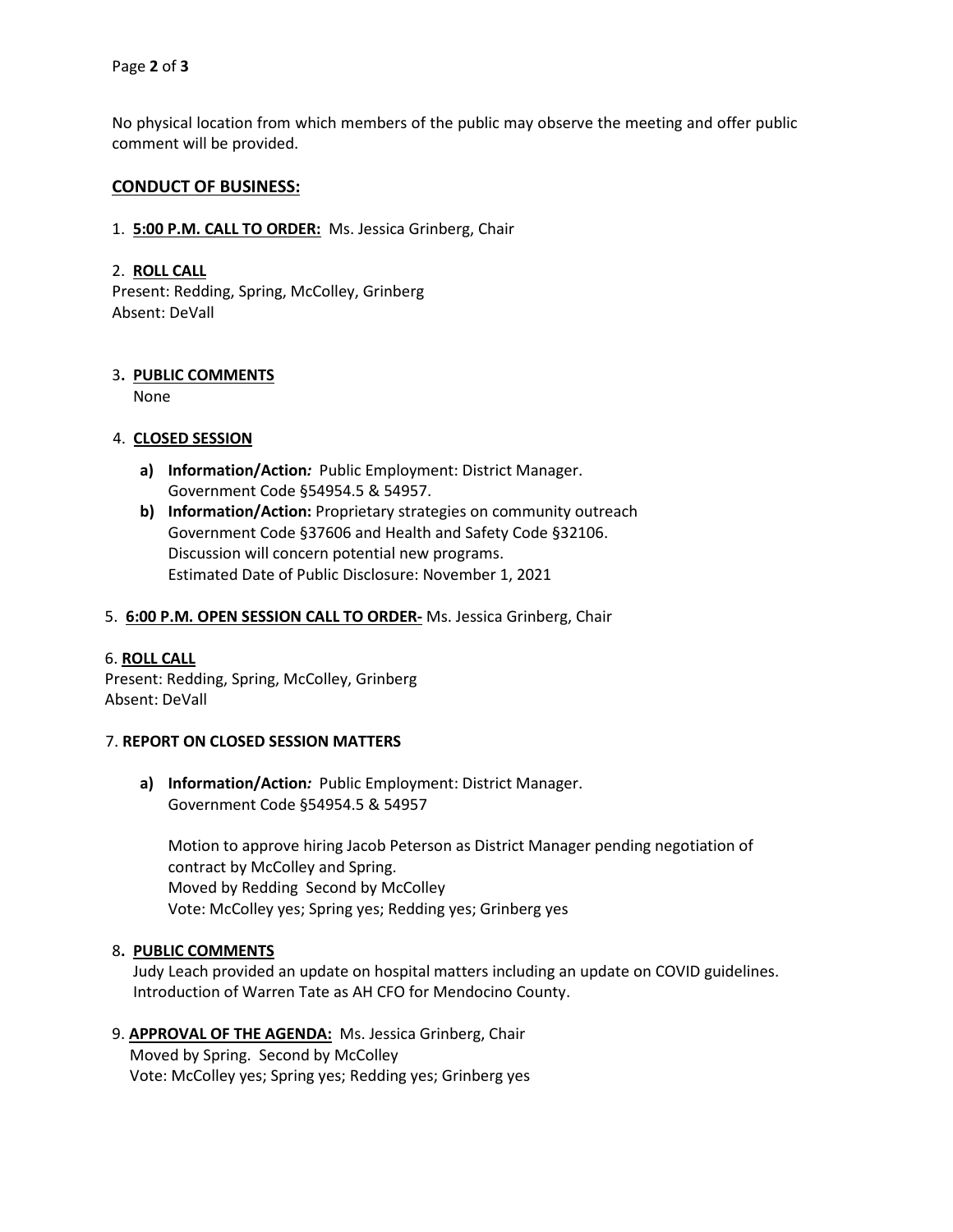No physical location from which members of the public may observe the meeting and offer public comment will be provided.

## CONDUCT OF BUSINESS:

1. **5:00 P.M. CALL TO ORDER:** Ms. Jessica Grinberg, Chair

2. **ROLL CALL**
Present: Redding, Spring, McColley, Grinberg
Absent: DeVall

3. **PUBLIC COMMENTS**
None

4. **CLOSED SESSION**
   - **a) Information/Action***:* Public Employment: District Manager.
     Government Code §54954.5 & 54957.
   - **b) Information/Action:** Proprietary strategies on community outreach
     Government Code §37606 and Health and Safety Code §32106.
     Discussion will concern potential new programs.
     Estimated Date of Public Disclosure: November 1, 2021

5. **6:00 P.M. OPEN SESSION CALL TO ORDER-** Ms. Jessica Grinberg, Chair

6. **ROLL CALL**
Present: Redding, Spring, McColley, Grinberg
Absent: DeVall

7. **REPORT ON CLOSED SESSION MATTERS**

   - **a) Information/Action***:* Public Employment: District Manager.
     Government Code §54954.5 & 54957

     Motion to approve hiring Jacob Peterson as District Manager pending negotiation of contract by McColley and Spring.
     Moved by Redding Second by McColley
     Vote: McColley yes; Spring yes; Redding yes; Grinberg yes

8. **PUBLIC COMMENTS**
Judy Leach provided an update on hospital matters including an update on COVID guidelines. Introduction of Warren Tate as AH CFO for Mendocino County.

9. **APPROVAL OF THE AGENDA:** Ms. Jessica Grinberg, Chair
Moved by Spring. Second by McColley
Vote: McColley yes; Spring yes; Redding yes; Grinberg yes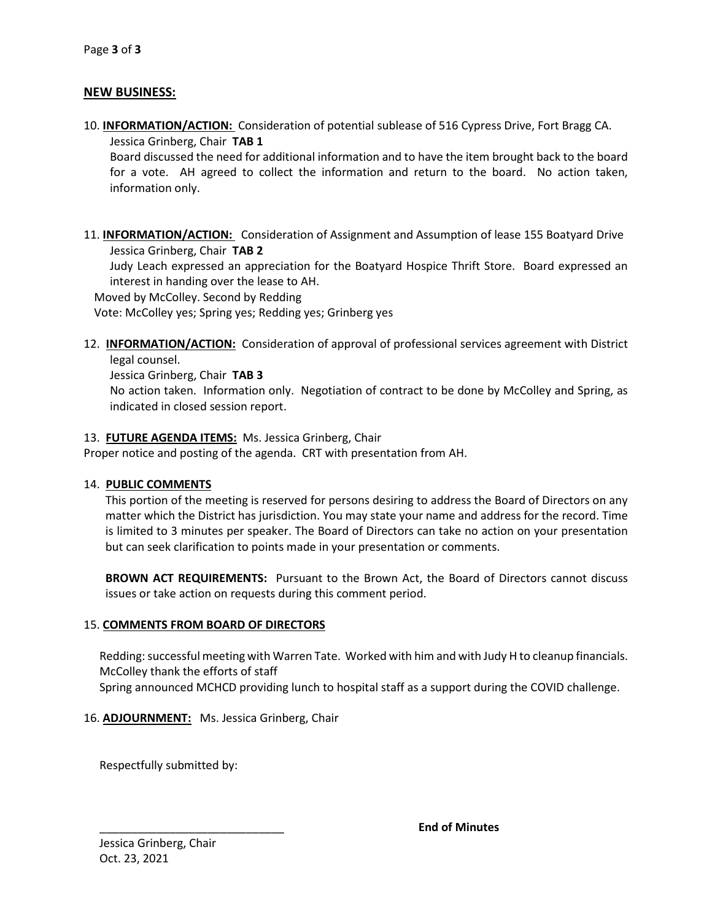## NEW BUSINESS:

10. **INFORMATION/ACTION:** Consideration of potential sublease of 516 Cypress Drive, Fort Bragg CA.
    Jessica Grinberg, Chair **TAB 1**
    Board discussed the need for additional information and to have the item brought back to the board for a vote. AH agreed to collect the information and return to the board. No action taken, information only.

11. **INFORMATION/ACTION:** Consideration of Assignment and Assumption of lease 155 Boatyard Drive
    Jessica Grinberg, Chair **TAB 2**
    Judy Leach expressed an appreciation for the Boatyard Hospice Thrift Store. Board expressed an interest in handing over the lease to AH.
    Moved by McColley. Second by Redding
    Vote: McColley yes; Spring yes; Redding yes; Grinberg yes

12. **INFORMATION/ACTION:** Consideration of approval of professional services agreement with District legal counsel.
    Jessica Grinberg, Chair **TAB 3**
    No action taken. Information only. Negotiation of contract to be done by McColley and Spring, as indicated in closed session report.

13. **FUTURE AGENDA ITEMS:** Ms. Jessica Grinberg, Chair
    Proper notice and posting of the agenda. CRT with presentation from AH.

14. **PUBLIC COMMENTS**
    This portion of the meeting is reserved for persons desiring to address the Board of Directors on any matter which the District has jurisdiction. You may state your name and address for the record. Time is limited to 3 minutes per speaker. The Board of Directors can take no action on your presentation but can seek clarification to points made in your presentation or comments.

    **BROWN ACT REQUIREMENTS:** Pursuant to the Brown Act, the Board of Directors cannot discuss issues or take action on requests during this comment period.

15. **COMMENTS FROM BOARD OF DIRECTORS**

    Redding: successful meeting with Warren Tate. Worked with him and with Judy H to cleanup financials.
    McColley thank the efforts of staff
    Spring announced MCHCD providing lunch to hospital staff as a support during the COVID challenge.

16. **ADJOURNMENT:** Ms. Jessica Grinberg, Chair

Respectfully submitted by:

______________________________

Jessica Grinberg, Chair
Oct. 23, 2021

**End of Minutes**